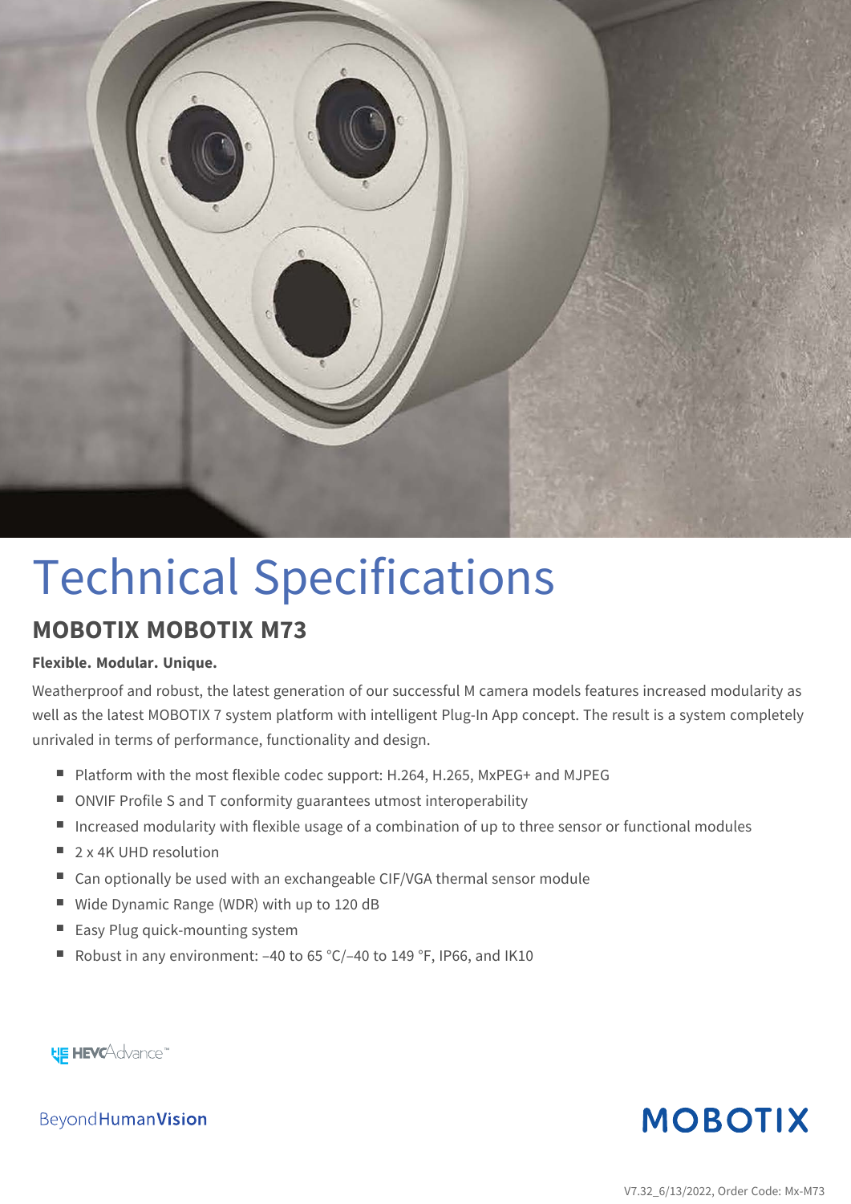# Technical Specifications

## MOBOTIX MOBOTIX M73

**Flexible. Modular. Unique.**

Weatherproof and robust, the latest generation of our successful M camera models features increased modularity as well as the latest MOBOTIX 7 system platform with intelligent Plug-In App concept. The result is a system completely unrivaled in terms of performance, functionality and design.

- Platform with the most flexible codec support: H.264, H.265, MxPEG+ and MJPEG
- ONVIF Profile S and T conformity guarantees utmost interoperability
- Increased modularity with flexible usage of a combination of up to three sensor or functional modules
- 2 x 4K UHD resolution
- Can optionally be used with an exchangeable CIF/VGA thermal sensor module
- Wide Dynamic Range (WDR) with up to 120 dB
- Easy Plug quick-mounting system
- Robust in any environment: –40 to 65 °C/–40 to 149 °F, IP66, and IK10

HEVCAdvance™

BeyondHumanVision

MOBOTIX

V7.32_6/13/2022, Order Code: Mx-M73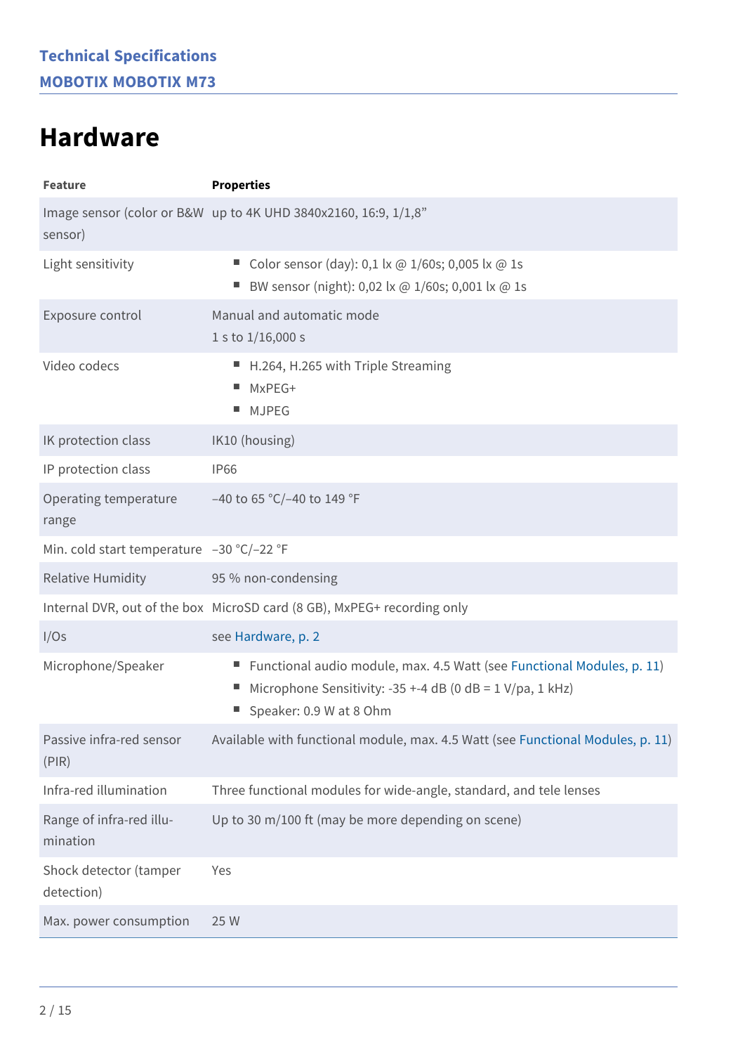# Hardware

| Feature | Properties |
|---|---|
| Image sensor (color or B&W sensor) | up to 4K UHD 3840x2160, 16:9, 1/1,8” |
| Light sensitivity | ■ Color sensor (day): 0,1 lx @ 1/60s; 0,005 lx @ 1s<br>■ BW sensor (night): 0,02 lx @ 1/60s; 0,001 lx @ 1s |
| Exposure control | Manual and automatic mode<br>1 s to 1/16,000 s |
| Video codecs | ■ H.264, H.265 with Triple Streaming<br>■ MxPEG+<br>■ MJPEG |
| IK protection class | IK10 (housing) |
| IP protection class | IP66 |
| Operating temperature range | –40 to 65 °C/–40 to 149 °F |
| Min. cold start temperature | –30 °C/–22 °F |
| Relative Humidity | 95 % non-condensing |
| Internal DVR, out of the box | MicroSD card (8 GB), MxPEG+ recording only |
| I/Os | see Hardware, p. 2 |
| Microphone/Speaker | ■ Functional audio module, max. 4.5 Watt (see Functional Modules, p. 11)<br>■ Microphone Sensitivity: -35 +-4 dB (0 dB = 1 V/pa, 1 kHz)<br>■ Speaker: 0.9 W at 8 Ohm |
| Passive infra-red sensor (PIR) | Available with functional module, max. 4.5 Watt (see Functional Modules, p. 11) |
| Infra-red illumination | Three functional modules for wide-angle, standard, and tele lenses |
| Range of infra-red illumination | Up to 30 m/100 ft (may be more depending on scene) |
| Shock detector (tamper detection) | Yes |
| Max. power consumption | 25 W |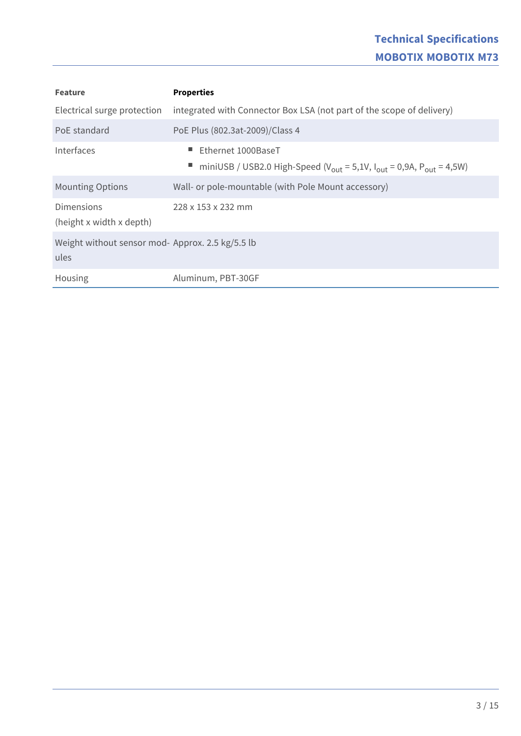| Feature | Properties |
|---|---|
| Electrical surge protection | integrated with Connector Box LSA (not part of the scope of delivery) |
| PoE standard | PoE Plus (802.3at-2009)/Class 4 |
| Interfaces | ■ Ethernet 1000BaseT<br>■ miniUSB / USB2.0 High-Speed ($V_{out}$ = 5,1V, $I_{out}$ = 0,9A, $P_{out}$ = 4,5W) |
| Mounting Options | Wall- or pole-mountable (with Pole Mount accessory) |
| Dimensions (height x width x depth) | 228 x 153 x 232 mm |
| Weight without sensor modules | Approx. 2.5 kg/5.5 lb |
| Housing | Aluminum, PBT-30GF |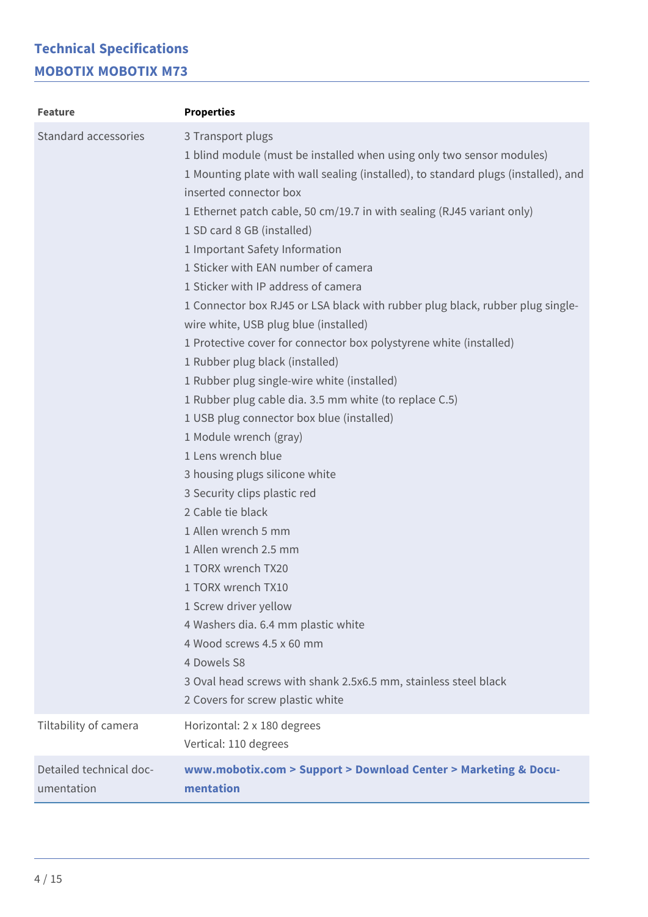## Technical Specifications

### MOBOTIX MOBOTIX M73

| Feature | Properties |
| --- | --- |
| Standard accessories | 3 Transport plugs<br>1 blind module (must be installed when using only two sensor modules)<br>1 Mounting plate with wall sealing (installed), to standard plugs (installed), and inserted connector box<br>1 Ethernet patch cable, 50 cm/19.7 in with sealing (RJ45 variant only)<br>1 SD card 8 GB (installed)<br>1 Important Safety Information<br>1 Sticker with EAN number of camera<br>1 Sticker with IP address of camera<br>1 Connector box RJ45 or LSA black with rubber plug black, rubber plug single-wire white, USB plug blue (installed)<br>1 Protective cover for connector box polystyrene white (installed)<br>1 Rubber plug black (installed)<br>1 Rubber plug single-wire white (installed)<br>1 Rubber plug cable dia. 3.5 mm white (to replace C.5)<br>1 USB plug connector box blue (installed)<br>1 Module wrench (gray)<br>1 Lens wrench blue<br>3 housing plugs silicone white<br>3 Security clips plastic red<br>2 Cable tie black<br>1 Allen wrench 5 mm<br>1 Allen wrench 2.5 mm<br>1 TORX wrench TX20<br>1 TORX wrench TX10<br>1 Screw driver yellow<br>4 Washers dia. 6.4 mm plastic white<br>4 Wood screws 4.5 x 60 mm<br>4 Dowels S8<br>3 Oval head screws with shank 2.5x6.5 mm, stainless steel black<br>2 Covers for screw plastic white |
| Tiltability of camera | Horizontal: 2 x 180 degrees<br>Vertical: 110 degrees |
| Detailed technical documentation | **www.mobotix.com > Support > Download Center > Marketing & Documentation** |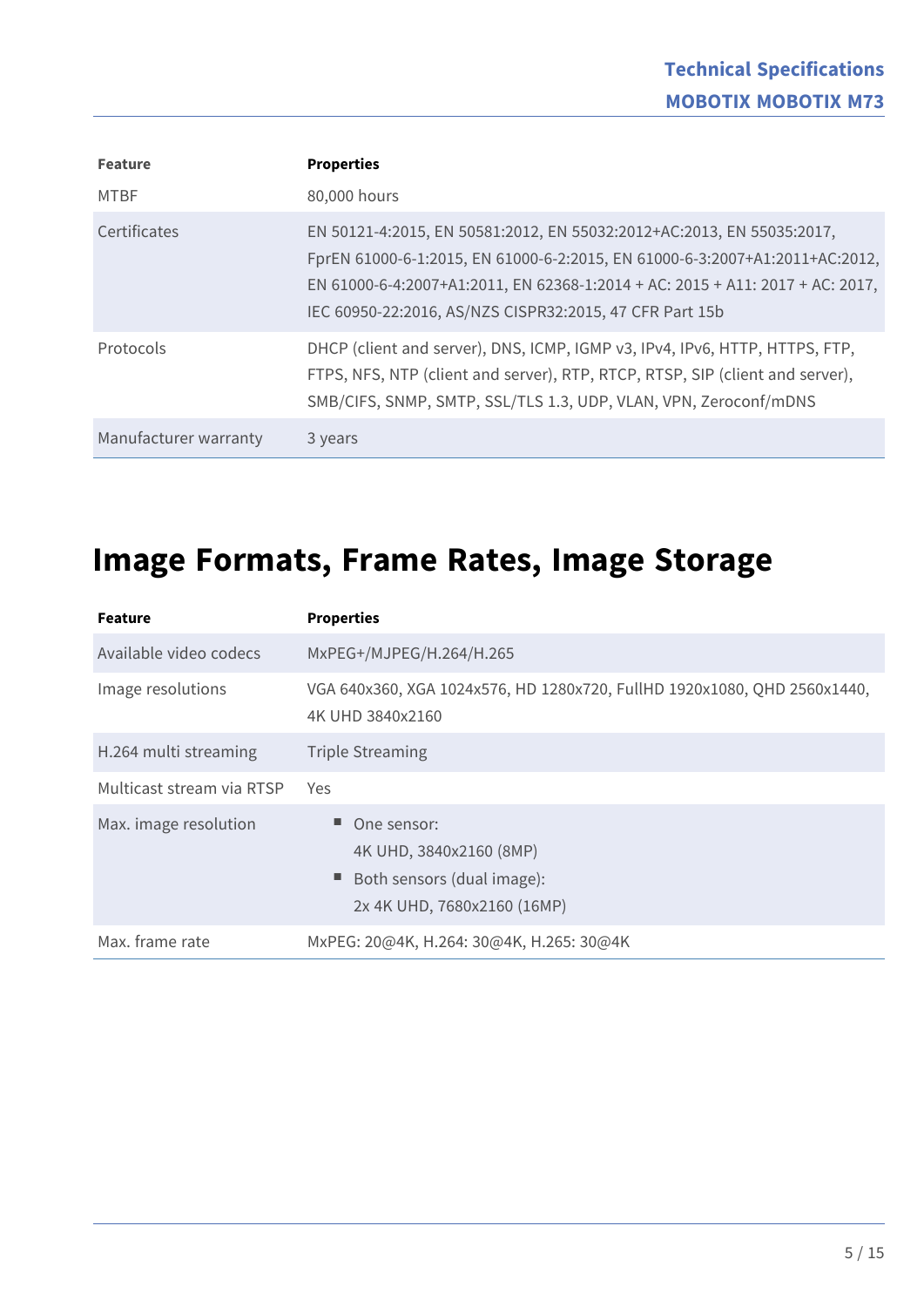| Feature | Properties |
|---|---|
| MTBF | 80,000 hours |
| Certificates | EN 50121-4:2015, EN 50581:2012, EN 55032:2012+AC:2013, EN 55035:2017, FprEN 61000-6-1:2015, EN 61000-6-2:2015, EN 61000-6-3:2007+A1:2011+AC:2012, EN 61000-6-4:2007+A1:2011, EN 62368-1:2014 + AC: 2015 + A11: 2017 + AC: 2017, IEC 60950-22:2016, AS/NZS CISPR32:2015, 47 CFR Part 15b |
| Protocols | DHCP (client and server), DNS, ICMP, IGMP v3, IPv4, IPv6, HTTP, HTTPS, FTP, FTPS, NFS, NTP (client and server), RTP, RTCP, RTSP, SIP (client and server), SMB/CIFS, SNMP, SMTP, SSL/TLS 1.3, UDP, VLAN, VPN, Zeroconf/mDNS |
| Manufacturer warranty | 3 years |

# Image Formats, Frame Rates, Image Storage

| Feature | Properties |
|---|---|
| Available video codecs | MxPEG+/MJPEG/H.264/H.265 |
| Image resolutions | VGA 640x360, XGA 1024x576, HD 1280x720, FullHD 1920x1080, QHD 2560x1440, 4K UHD 3840x2160 |
| H.264 multi streaming | Triple Streaming |
| Multicast stream via RTSP | Yes |
| Max. image resolution | ■ One sensor: 4K UHD, 3840x2160 (8MP)<br>■ Both sensors (dual image): 2x 4K UHD, 7680x2160 (16MP) |
| Max. frame rate | MxPEG: 20@4K, H.264: 30@4K, H.265: 30@4K |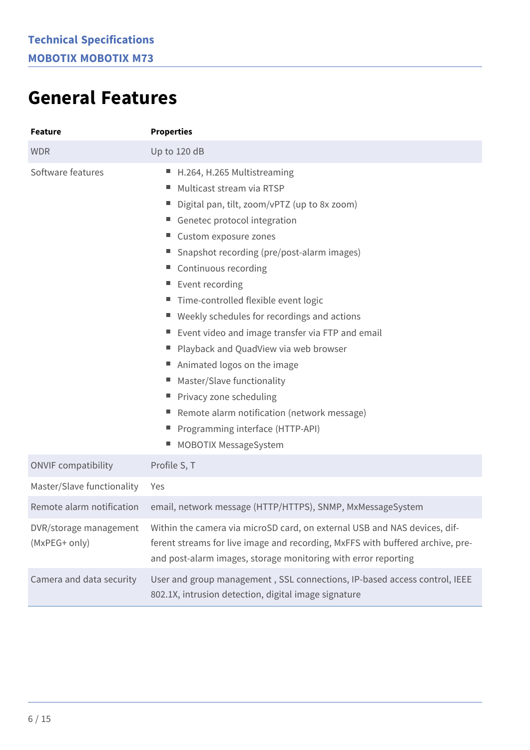# General Features

| Feature | Properties |
| --- | --- |
| WDR | Up to 120 dB |
| Software features | ■ H.264, H.265 Multistreaming<br>■ Multicast stream via RTSP<br>■ Digital pan, tilt, zoom/vPTZ (up to 8x zoom)<br>■ Genetec protocol integration<br>■ Custom exposure zones<br>■ Snapshot recording (pre/post-alarm images)<br>■ Continuous recording<br>■ Event recording<br>■ Time-controlled flexible event logic<br>■ Weekly schedules for recordings and actions<br>■ Event video and image transfer via FTP and email<br>■ Playback and QuadView via web browser<br>■ Animated logos on the image<br>■ Master/Slave functionality<br>■ Privacy zone scheduling<br>■ Remote alarm notification (network message)<br>■ Programming interface (HTTP-API)<br>■ MOBOTIX MessageSystem |
| ONVIF compatibility | Profile S, T |
| Master/Slave functionality | Yes |
| Remote alarm notification | email, network message (HTTP/HTTPS), SNMP, MxMessageSystem |
| DVR/storage management (MxPEG+ only) | Within the camera via microSD card, on external USB and NAS devices, different streams for live image and recording, MxFFS with buffered archive, pre- and post-alarm images, storage monitoring with error reporting |
| Camera and data security | User and group management , SSL connections, IP-based access control, IEEE 802.1X, intrusion detection, digital image signature |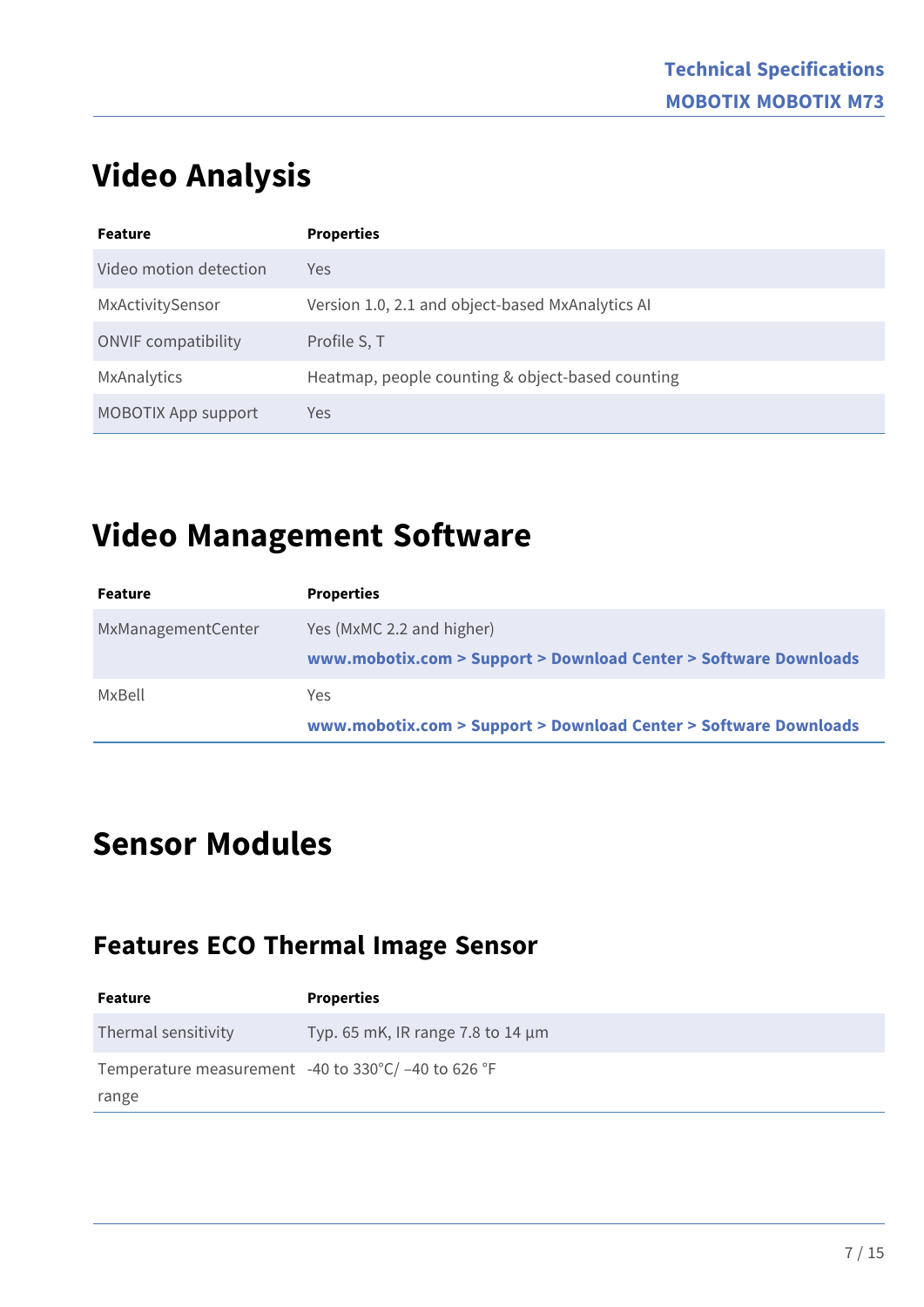# Video Analysis

| Feature | Properties |
| --- | --- |
| Video motion detection | Yes |
| MxActivitySensor | Version 1.0, 2.1 and object-based MxAnalytics AI |
| ONVIF compatibility | Profile S, T |
| MxAnalytics | Heatmap, people counting & object-based counting |
| MOBOTIX App support | Yes |

# Video Management Software

| Feature | Properties |
| --- | --- |
| MxManagementCenter | Yes (MxMC 2.2 and higher)<br>**www.mobotix.com > Support > Download Center > Software Downloads** |
| MxBell | Yes<br>**www.mobotix.com > Support > Download Center > Software Downloads** |

# Sensor Modules

## Features ECO Thermal Image Sensor

| Feature | Properties |
| --- | --- |
| Thermal sensitivity | Typ. 65 mK, IR range 7.8 to 14 µm |
| Temperature measurement range | -40 to 330°C/ –40 to 626 °F |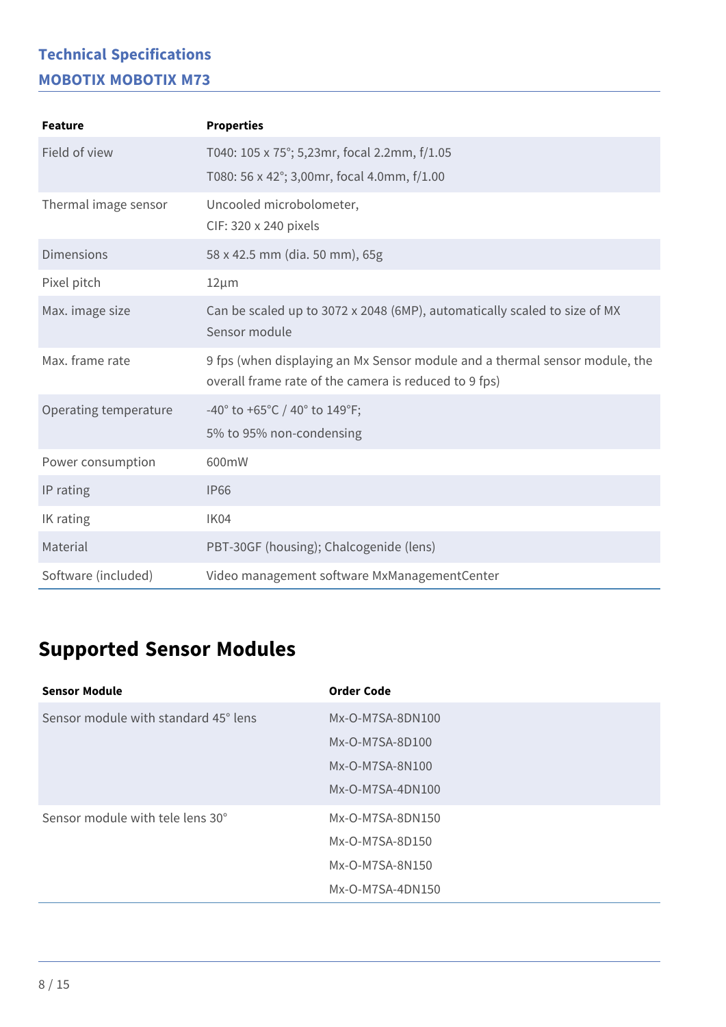## Technical Specifications

### MOBOTIX MOBOTIX M73

| Feature | Properties |
|---|---|
| Field of view | T040: 105 x 75°; 5,23mr, focal 2.2mm, f/1.05<br>T080: 56 x 42°; 3,00mr, focal 4.0mm, f/1.00 |
| Thermal image sensor | Uncooled microbolometer,<br>CIF: 320 x 240 pixels |
| Dimensions | 58 x 42.5 mm (dia. 50 mm), 65g |
| Pixel pitch | 12µm |
| Max. image size | Can be scaled up to 3072 x 2048 (6MP), automatically scaled to size of MX Sensor module |
| Max. frame rate | 9 fps (when displaying an Mx Sensor module and a thermal sensor module, the overall frame rate of the camera is reduced to 9 fps) |
| Operating temperature | -40° to +65°C / 40° to 149°F;<br>5% to 95% non-condensing |
| Power consumption | 600mW |
| IP rating | IP66 |
| IK rating | IK04 |
| Material | PBT-30GF (housing); Chalcogenide (lens) |
| Software (included) | Video management software MxManagementCenter |

## Supported Sensor Modules

| Sensor Module | Order Code |
|---|---|
| Sensor module with standard 45° lens | Mx-O-M7SA-8DN100<br>Mx-O-M7SA-8D100<br>Mx-O-M7SA-8N100<br>Mx-O-M7SA-4DN100 |
| Sensor module with tele lens 30° | Mx-O-M7SA-8DN150<br>Mx-O-M7SA-8D150<br>Mx-O-M7SA-8N150<br>Mx-O-M7SA-4DN150 |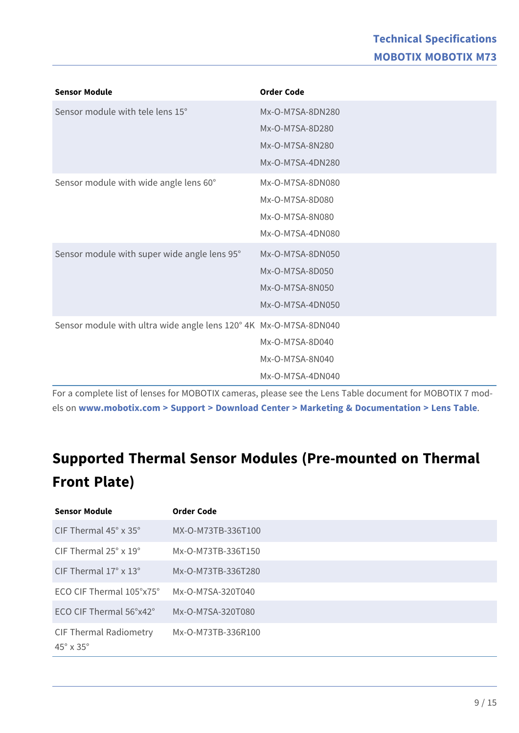| Sensor Module | Order Code |
|---|---|
| Sensor module with tele lens 15° | Mx-O-M7SA-8DN280<br>Mx-O-M7SA-8D280<br>Mx-O-M7SA-8N280<br>Mx-O-M7SA-4DN280 |
| Sensor module with wide angle lens 60° | Mx-O-M7SA-8DN080<br>Mx-O-M7SA-8D080<br>Mx-O-M7SA-8N080<br>Mx-O-M7SA-4DN080 |
| Sensor module with super wide angle lens 95° | Mx-O-M7SA-8DN050<br>Mx-O-M7SA-8D050<br>Mx-O-M7SA-8N050<br>Mx-O-M7SA-4DN050 |
| Sensor module with ultra wide angle lens 120° 4K | Mx-O-M7SA-8DN040<br>Mx-O-M7SA-8D040<br>Mx-O-M7SA-8N040<br>Mx-O-M7SA-4DN040 |

For a complete list of lenses for MOBOTIX cameras, please see the Lens Table document for MOBOTIX 7 models on **www.mobotix.com > Support > Download Center > Marketing & Documentation > Lens Table**.

## Supported Thermal Sensor Modules (Pre-mounted on Thermal Front Plate)

| Sensor Module | Order Code |
|---|---|
| CIF Thermal 45° x 35° | MX-O-M73TB-336T100 |
| CIF Thermal 25° x 19° | Mx-O-M73TB-336T150 |
| CIF Thermal 17° x 13° | Mx-O-M73TB-336T280 |
| ECO CIF Thermal 105°x75° | Mx-O-M7SA-320T040 |
| ECO CIF Thermal 56°x42° | Mx-O-M7SA-320T080 |
| CIF Thermal Radiometry 45° x 35° | Mx-O-M73TB-336R100 |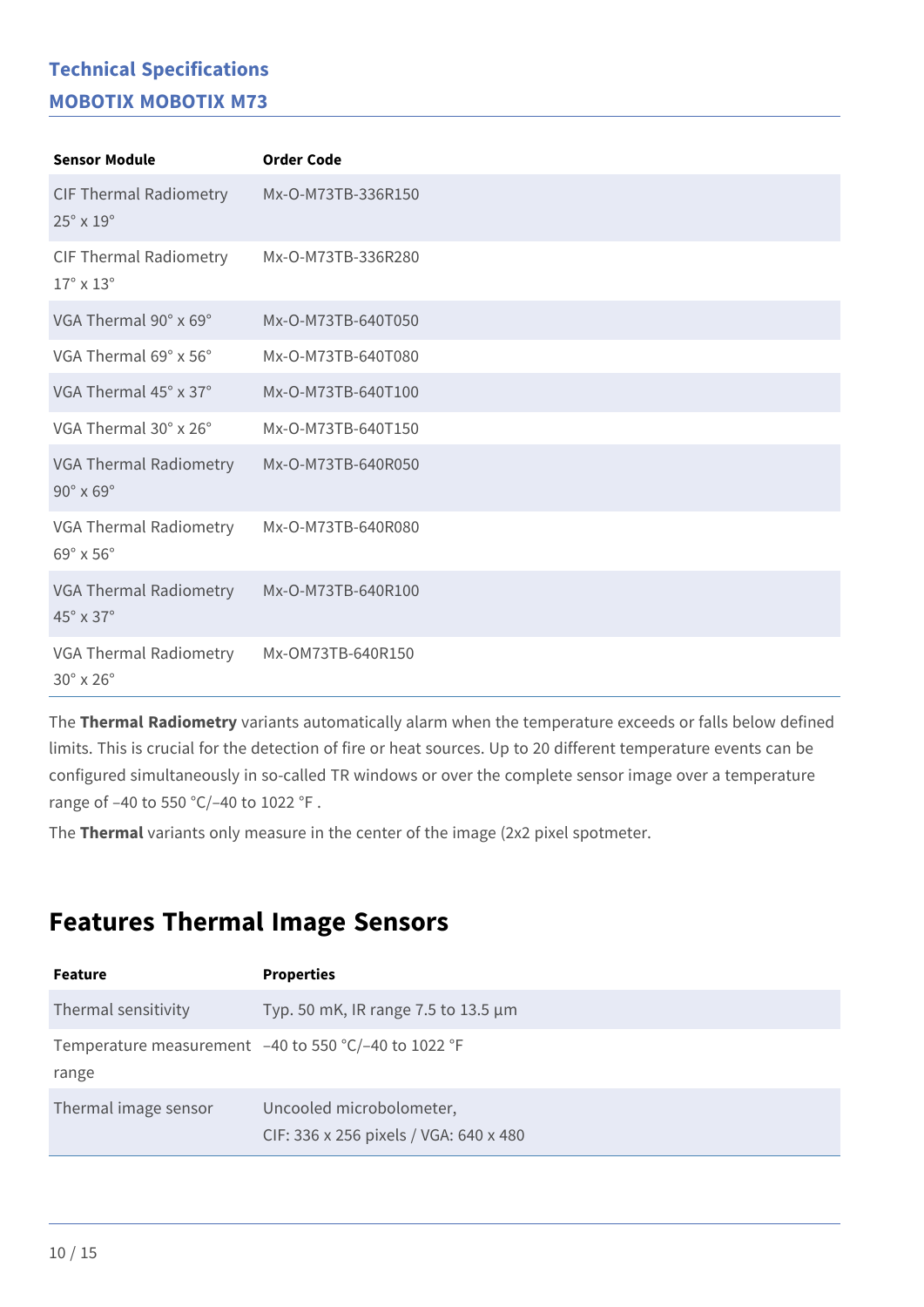## Technical Specifications

### MOBOTIX MOBOTIX M73

| Sensor Module | Order Code |
|---|---|
| CIF Thermal Radiometry 25° x 19° | Mx-O-M73TB-336R150 |
| CIF Thermal Radiometry 17° x 13° | Mx-O-M73TB-336R280 |
| VGA Thermal 90° x 69° | Mx-O-M73TB-640T050 |
| VGA Thermal 69° x 56° | Mx-O-M73TB-640T080 |
| VGA Thermal 45° x 37° | Mx-O-M73TB-640T100 |
| VGA Thermal 30° x 26° | Mx-O-M73TB-640T150 |
| VGA Thermal Radiometry 90° x 69° | Mx-O-M73TB-640R050 |
| VGA Thermal Radiometry 69° x 56° | Mx-O-M73TB-640R080 |
| VGA Thermal Radiometry 45° x 37° | Mx-O-M73TB-640R100 |
| VGA Thermal Radiometry 30° x 26° | Mx-OM73TB-640R150 |

The **Thermal Radiometry** variants automatically alarm when the temperature exceeds or falls below defined limits. This is crucial for the detection of fire or heat sources. Up to 20 different temperature events can be configured simultaneously in so-called TR windows or over the complete sensor image over a temperature range of –40 to 550 °C/–40 to 1022 °F .

The **Thermal** variants only measure in the center of the image (2x2 pixel spotmeter.

# Features Thermal Image Sensors

| Feature | Properties |
|---|---|
| Thermal sensitivity | Typ. 50 mK, IR range 7.5 to 13.5 µm |
| Temperature measurement range | –40 to 550 °C/–40 to 1022 °F |
| Thermal image sensor | Uncooled microbolometer, CIF: 336 x 256 pixels / VGA: 640 x 480 |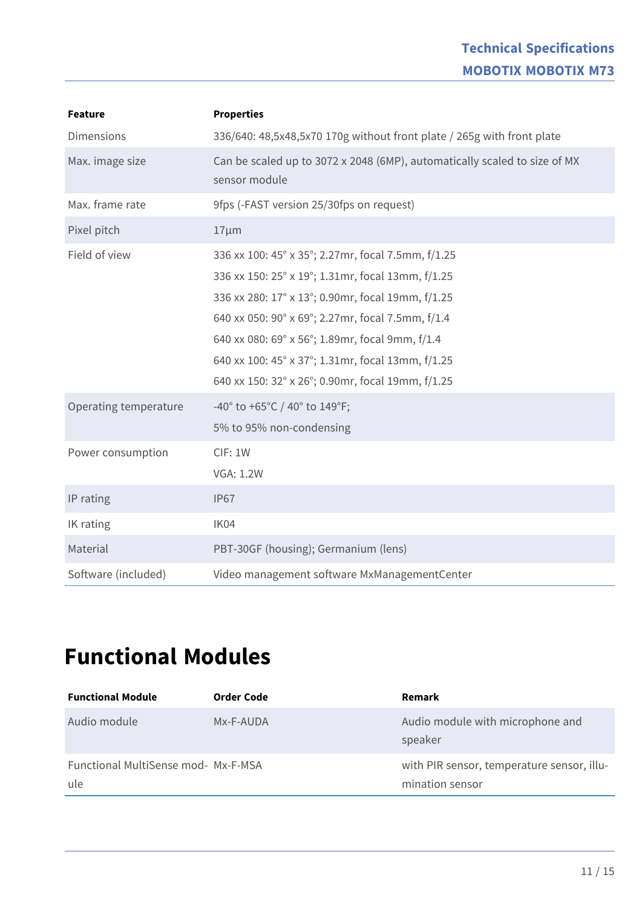| Feature | Properties |
| --- | --- |
| Dimensions | 336/640: 48,5x48,5x70 170g without front plate / 265g with front plate |
| Max. image size | Can be scaled up to 3072 x 2048 (6MP), automatically scaled to size of MX sensor module |
| Max. frame rate | 9fps (-FAST version 25/30fps on request) |
| Pixel pitch | 17µm |
| Field of view | 336 xx 100: 45° x 35°; 2.27mr, focal 7.5mm, f/1.25<br>336 xx 150: 25° x 19°; 1.31mr, focal 13mm, f/1.25<br>336 xx 280: 17° x 13°; 0.90mr, focal 19mm, f/1.25<br>640 xx 050: 90° x 69°; 2.27mr, focal 7.5mm, f/1.4<br>640 xx 080: 69° x 56°; 1.89mr, focal 9mm, f/1.4<br>640 xx 100: 45° x 37°; 1.31mr, focal 13mm, f/1.25<br>640 xx 150: 32° x 26°; 0.90mr, focal 19mm, f/1.25 |
| Operating temperature | -40° to +65°C / 40° to 149°F;<br>5% to 95% non-condensing |
| Power consumption | CIF: 1W<br>VGA: 1.2W |
| IP rating | IP67 |
| IK rating | IK04 |
| Material | PBT-30GF (housing); Germanium (lens) |
| Software (included) | Video management software MxManagementCenter |

# Functional Modules

| Functional Module | Order Code | Remark |
| --- | --- | --- |
| Audio module | Mx-F-AUDA | Audio module with microphone and speaker |
| Functional MultiSense module | Mx-F-MSA | with PIR sensor, temperature sensor, illumination sensor |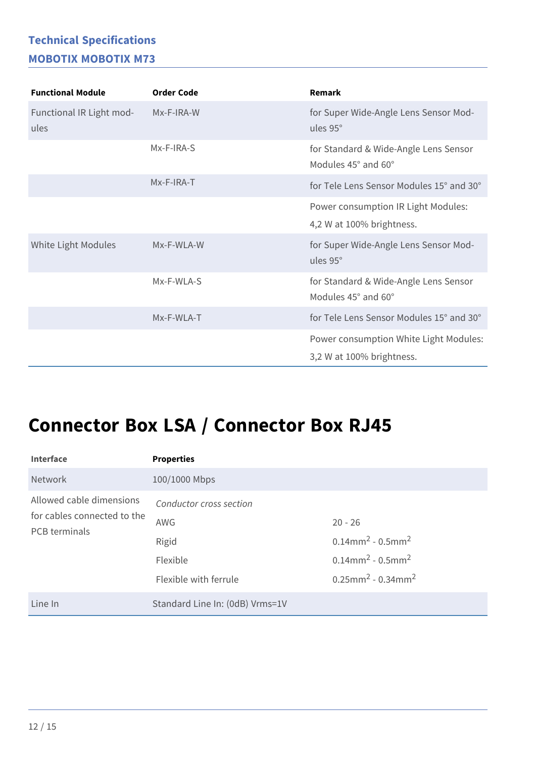## Technical Specifications
### MOBOTIX MOBOTIX M73

| Functional Module | Order Code | Remark |
|---|---|---|
| Functional IR Light modules | Mx-F-IRA-W | for Super Wide-Angle Lens Sensor Modules 95° |
| | Mx-F-IRA-S | for Standard & Wide-Angle Lens Sensor Modules 45° and 60° |
| | Mx-F-IRA-T | for Tele Lens Sensor Modules 15° and 30° |
| | | Power consumption IR Light Modules: 4,2 W at 100% brightness. |
| White Light Modules | Mx-F-WLA-W | for Super Wide-Angle Lens Sensor Modules 95° |
| | Mx-F-WLA-S | for Standard & Wide-Angle Lens Sensor Modules 45° and 60° |
| | Mx-F-WLA-T | for Tele Lens Sensor Modules 15° and 30° |
| | | Power consumption White Light Modules: 3,2 W at 100% brightness. |

# Connector Box LSA / Connector Box RJ45

| Interface | Properties | |
|---|---|---|
| Network | 100/1000 Mbps | |
| Allowed cable dimensions for cables connected to the PCB terminals | *Conductor cross section* | |
| | AWG | 20 - 26 |
| | Rigid | $0.14mm^2$ - $0.5mm^2$ |
| | Flexible | $0.14mm^2$ - $0.5mm^2$ |
| | Flexible with ferrule | $0.25mm^2$ - $0.34mm^2$ |
| Line In | Standard Line In: (0dB) Vrms=1V | |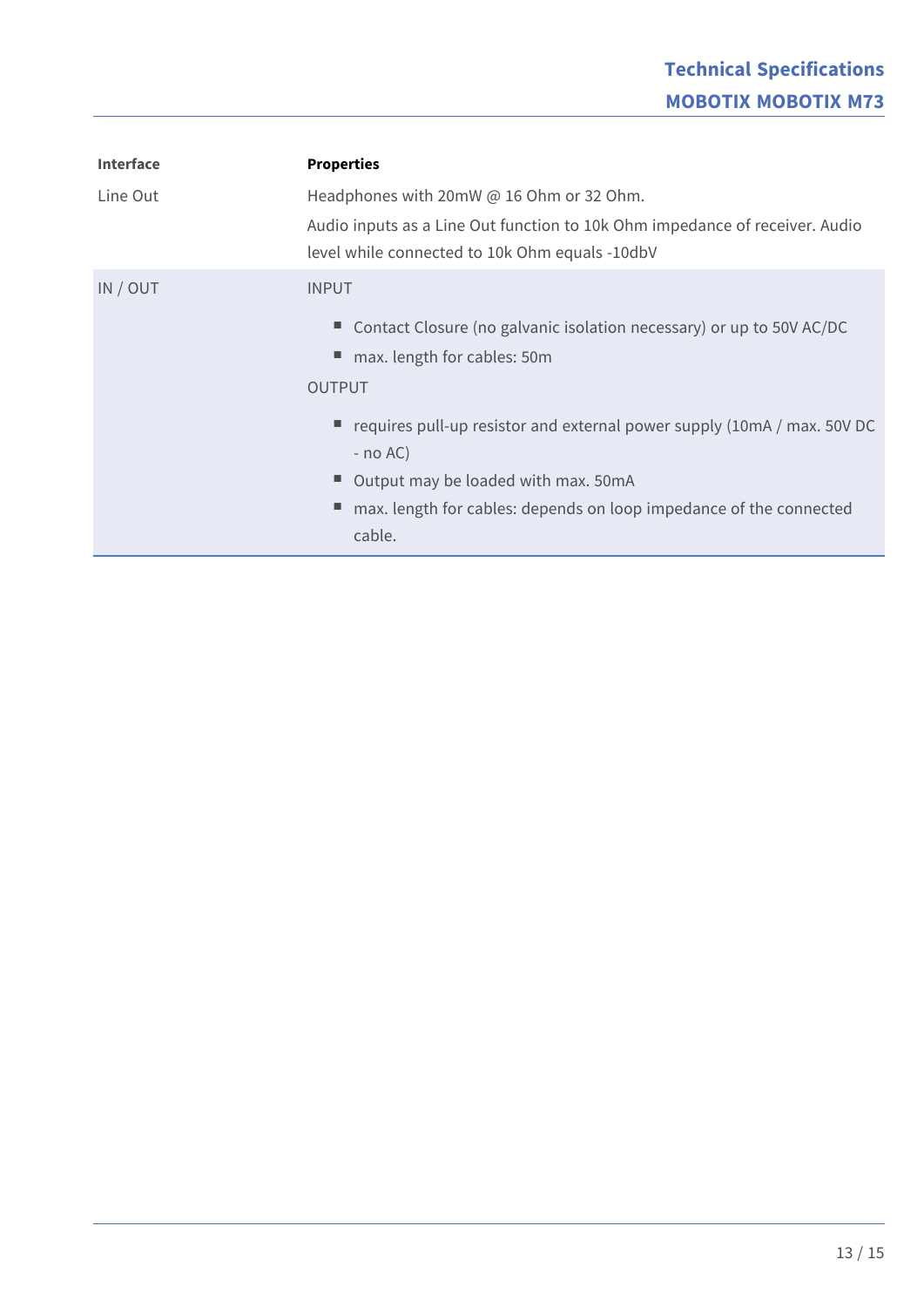| Interface | Properties |
|---|---|
| Line Out | Headphones with 20mW @ 16 Ohm or 32 Ohm.<br>Audio inputs as a Line Out function to 10k Ohm impedance of receiver. Audio level while connected to 10k Ohm equals -10dbV |
| IN / OUT | INPUT<br>■ Contact Closure (no galvanic isolation necessary) or up to 50V AC/DC<br>■ max. length for cables: 50m<br>OUTPUT<br>■ requires pull-up resistor and external power supply (10mA / max. 50V DC - no AC)<br>■ Output may be loaded with max. 50mA<br>■ max. length for cables: depends on loop impedance of the connected cable. |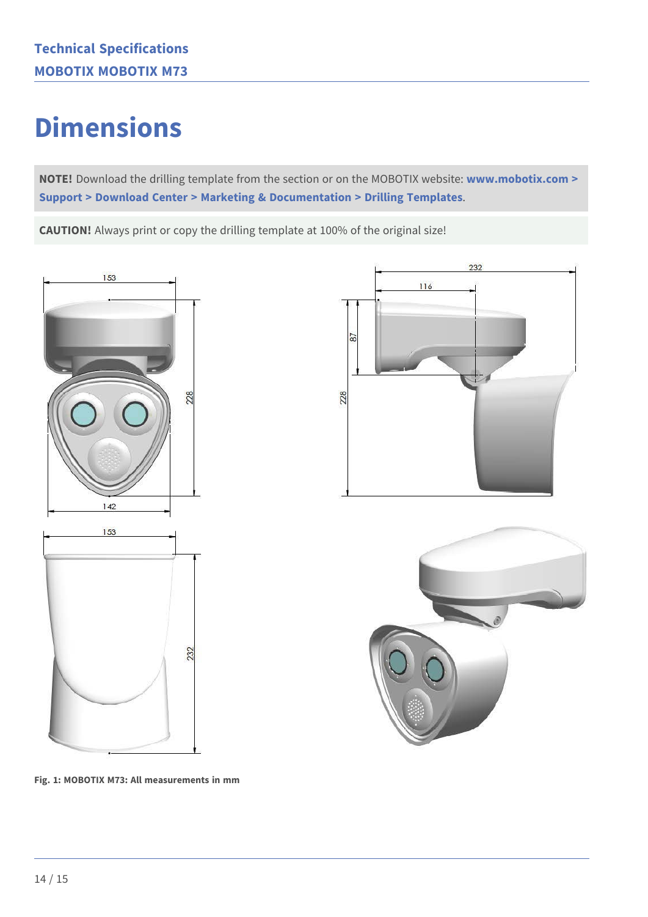# Dimensions

**NOTE!** Download the drilling template from the section or on the MOBOTIX website: **www.mobotix.com > Support > Download Center > Marketing & Documentation > Drilling Templates**.

**CAUTION!** Always print or copy the drilling template at 100% of the original size!

**Fig. 1: MOBOTIX M73: All measurements in mm**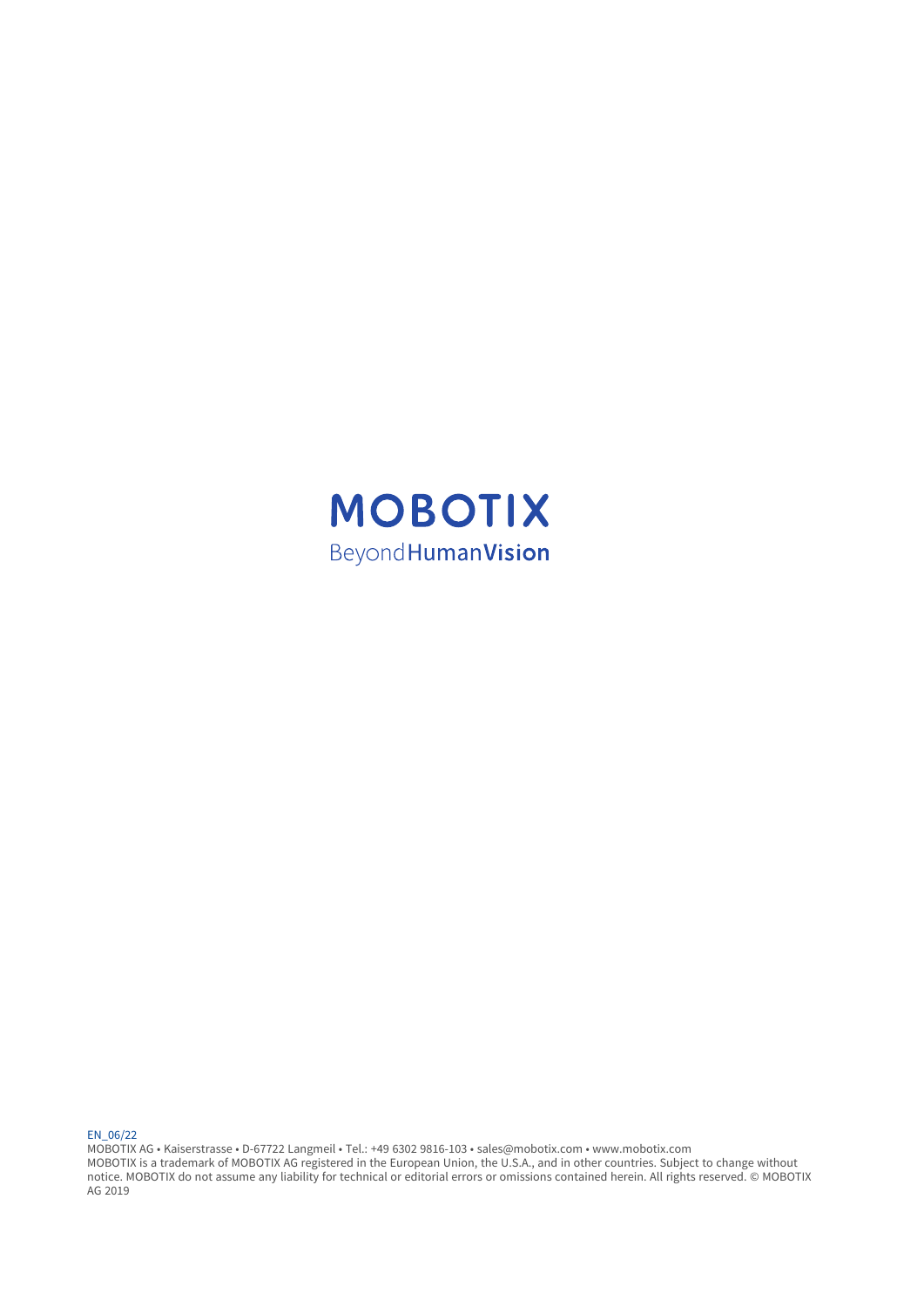MOBOTIX

BeyondHumanVision

EN_06/22

MOBOTIX AG • Kaiserstrasse • D-67722 Langmeil • Tel.: +49 6302 9816-103 • sales@mobotix.com • www.mobotix.com

MOBOTIX is a trademark of MOBOTIX AG registered in the European Union, the U.S.A., and in other countries. Subject to change without notice. MOBOTIX do not assume any liability for technical or editorial errors or omissions contained herein. All rights reserved. © MOBOTIX AG 2019